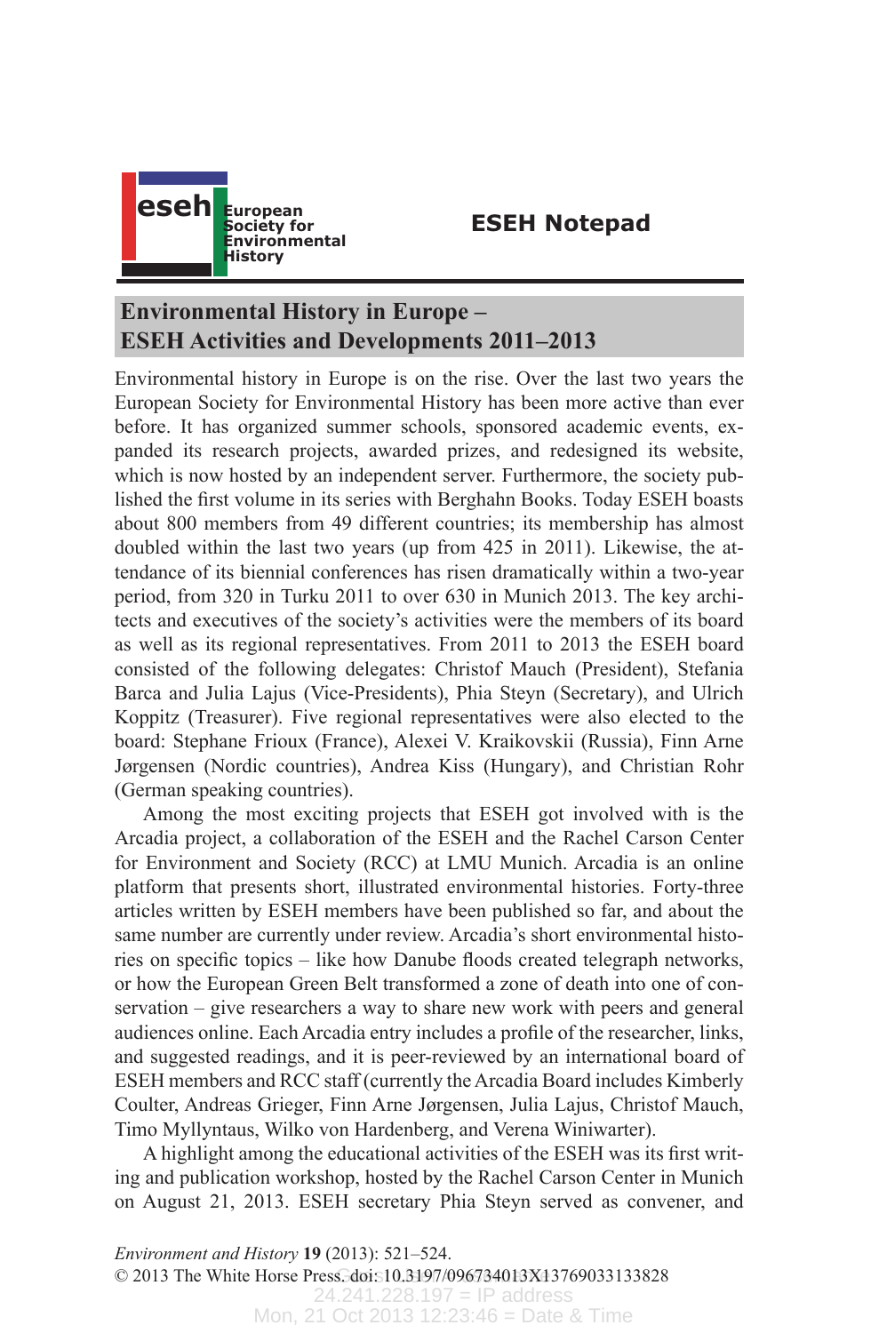# ESEH Notepad

## Environmental History in Europe – ESEH Activities and Developments 2011–2013

Environmental history in Europe is on the rise. Over the last two years the European Society for Environmental History has been more active than ever before. It has organized summer schools, sponsored academic events, expanded its research projects, awarded prizes, and redesigned its website, which is now hosted by an independent server. Furthermore, the society published the first volume in its series with Berghahn Books. Today ESEH boasts about 800 members from 49 different countries; its membership has almost doubled within the last two years (up from 425 in 2011). Likewise, the attendance of its biennial conferences has risen dramatically within a two-year period, from 320 in Turku 2011 to over 630 in Munich 2013. The key architects and executives of the society's activities were the members of its board as well as its regional representatives. From 2011 to 2013 the ESEH board consisted of the following delegates: Christof Mauch (President), Stefania Barca and Julia Lajus (Vice-Presidents), Phia Steyn (Secretary), and Ulrich Koppitz (Treasurer). Five regional representatives were also elected to the board: Stephane Frioux (France), Alexei V. Kraikovskii (Russia), Finn Arne Jørgensen (Nordic countries), Andrea Kiss (Hungary), and Christian Rohr (German speaking countries).

Among the most exciting projects that ESEH got involved with is the Arcadia project, a collaboration of the ESEH and the Rachel Carson Center for Environment and Society (RCC) at LMU Munich. Arcadia is an online platform that presents short, illustrated environmental histories. Forty-three articles written by ESEH members have been published so far, and about the same number are currently under review. Arcadia's short environmental histories on specific topics – like how Danube floods created telegraph networks, or how the European Green Belt transformed a zone of death into one of conservation – give researchers a way to share new work with peers and general audiences online. Each Arcadia entry includes a profile of the researcher, links, and suggested readings, and it is peer-reviewed by an international board of ESEH members and RCC staff (currently the Arcadia Board includes Kimberly Coulter, Andreas Grieger, Finn Arne Jørgensen, Julia Lajus, Christof Mauch, Timo Myllyntaus, Wilko von Hardenberg, and Verena Winiwarter).

A highlight among the educational activities of the ESEH was its first writing and publication workshop, hosted by the Rachel Carson Center in Munich on August 21, 2013. ESEH secretary Phia Steyn served as convener, and

*Environment and History* **19** (2013): 521–524.
© 2013 The White Horse Press. doi: 10.3197/096734013X13769033133828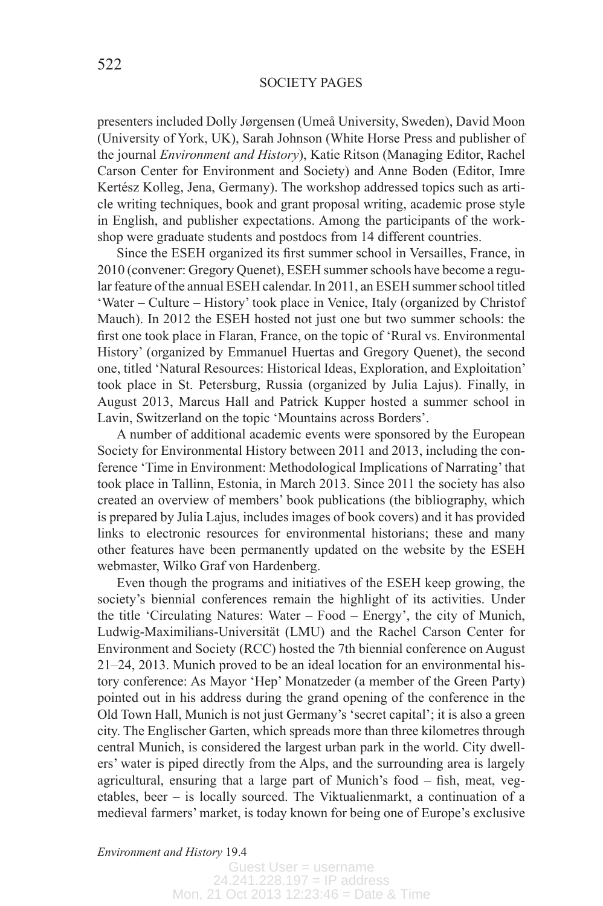presenters included Dolly Jørgensen (Umeå University, Sweden), David Moon (University of York, UK), Sarah Johnson (White Horse Press and publisher of the journal *Environment and History*), Katie Ritson (Managing Editor, Rachel Carson Center for Environment and Society) and Anne Boden (Editor, Imre Kertész Kolleg, Jena, Germany). The workshop addressed topics such as article writing techniques, book and grant proposal writing, academic prose style in English, and publisher expectations. Among the participants of the workshop were graduate students and postdocs from 14 different countries.

Since the ESEH organized its first summer school in Versailles, France, in 2010 (convener: Gregory Quenet), ESEH summer schools have become a regular feature of the annual ESEH calendar. In 2011, an ESEH summer school titled 'Water – Culture – History' took place in Venice, Italy (organized by Christof Mauch). In 2012 the ESEH hosted not just one but two summer schools: the first one took place in Flaran, France, on the topic of 'Rural vs. Environmental History' (organized by Emmanuel Huertas and Gregory Quenet), the second one, titled 'Natural Resources: Historical Ideas, Exploration, and Exploitation' took place in St. Petersburg, Russia (organized by Julia Lajus). Finally, in August 2013, Marcus Hall and Patrick Kupper hosted a summer school in Lavin, Switzerland on the topic 'Mountains across Borders'.

A number of additional academic events were sponsored by the European Society for Environmental History between 2011 and 2013, including the conference 'Time in Environment: Methodological Implications of Narrating' that took place in Tallinn, Estonia, in March 2013. Since 2011 the society has also created an overview of members' book publications (the bibliography, which is prepared by Julia Lajus, includes images of book covers) and it has provided links to electronic resources for environmental historians; these and many other features have been permanently updated on the website by the ESEH webmaster, Wilko Graf von Hardenberg.

Even though the programs and initiatives of the ESEH keep growing, the society's biennial conferences remain the highlight of its activities. Under the title 'Circulating Natures: Water – Food – Energy', the city of Munich, Ludwig-Maximilians-Universität (LMU) and the Rachel Carson Center for Environment and Society (RCC) hosted the 7th biennial conference on August 21–24, 2013. Munich proved to be an ideal location for an environmental history conference: As Mayor 'Hep' Monatzeder (a member of the Green Party) pointed out in his address during the grand opening of the conference in the Old Town Hall, Munich is not just Germany's 'secret capital'; it is also a green city. The Englischer Garten, which spreads more than three kilometres through central Munich, is considered the largest urban park in the world. City dwellers' water is piped directly from the Alps, and the surrounding area is largely agricultural, ensuring that a large part of Munich's food – fish, meat, vegetables, beer – is locally sourced. The Viktualienmarkt, a continuation of a medieval farmers' market, is today known for being one of Europe's exclusive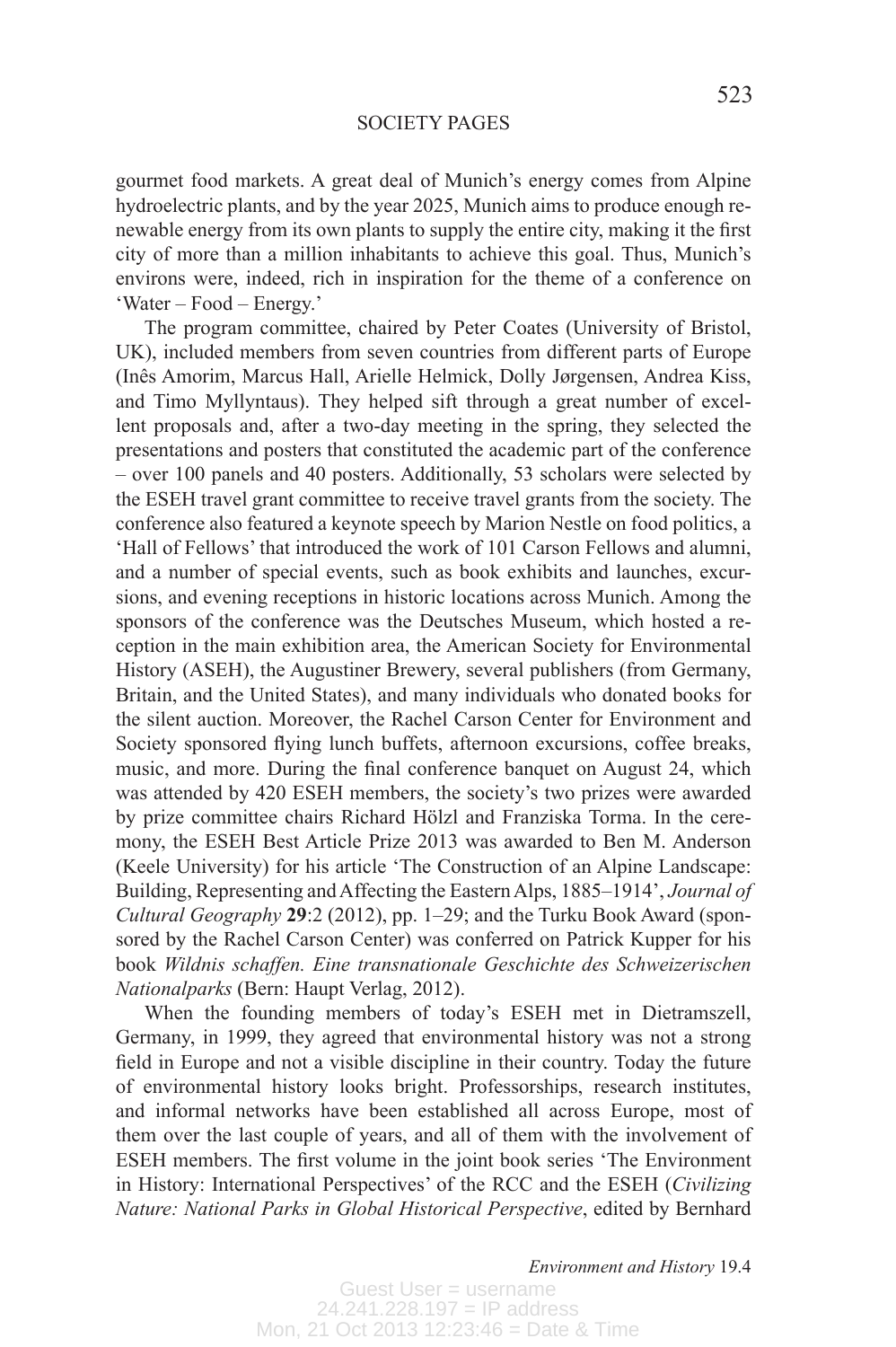gourmet food markets. A great deal of Munich's energy comes from Alpine hydroelectric plants, and by the year 2025, Munich aims to produce enough renewable energy from its own plants to supply the entire city, making it the first city of more than a million inhabitants to achieve this goal. Thus, Munich's environs were, indeed, rich in inspiration for the theme of a conference on 'Water – Food – Energy.'

The program committee, chaired by Peter Coates (University of Bristol, UK), included members from seven countries from different parts of Europe (Inês Amorim, Marcus Hall, Arielle Helmick, Dolly Jørgensen, Andrea Kiss, and Timo Myllyntaus). They helped sift through a great number of excellent proposals and, after a two-day meeting in the spring, they selected the presentations and posters that constituted the academic part of the conference – over 100 panels and 40 posters. Additionally, 53 scholars were selected by the ESEH travel grant committee to receive travel grants from the society. The conference also featured a keynote speech by Marion Nestle on food politics, a 'Hall of Fellows' that introduced the work of 101 Carson Fellows and alumni, and a number of special events, such as book exhibits and launches, excursions, and evening receptions in historic locations across Munich. Among the sponsors of the conference was the Deutsches Museum, which hosted a reception in the main exhibition area, the American Society for Environmental History (ASEH), the Augustiner Brewery, several publishers (from Germany, Britain, and the United States), and many individuals who donated books for the silent auction. Moreover, the Rachel Carson Center for Environment and Society sponsored flying lunch buffets, afternoon excursions, coffee breaks, music, and more. During the final conference banquet on August 24, which was attended by 420 ESEH members, the society's two prizes were awarded by prize committee chairs Richard Hölzl and Franziska Torma. In the ceremony, the ESEH Best Article Prize 2013 was awarded to Ben M. Anderson (Keele University) for his article 'The Construction of an Alpine Landscape: Building, Representing and Affecting the Eastern Alps, 1885–1914', *Journal of Cultural Geography* **29**:2 (2012), pp. 1–29; and the Turku Book Award (sponsored by the Rachel Carson Center) was conferred on Patrick Kupper for his book *Wildnis schaffen. Eine transnationale Geschichte des Schweizerischen Nationalparks* (Bern: Haupt Verlag, 2012).

When the founding members of today's ESEH met in Dietramszell, Germany, in 1999, they agreed that environmental history was not a strong field in Europe and not a visible discipline in their country. Today the future of environmental history looks bright. Professorships, research institutes, and informal networks have been established all across Europe, most of them over the last couple of years, and all of them with the involvement of ESEH members. The first volume in the joint book series 'The Environment in History: International Perspectives' of the RCC and the ESEH (*Civilizing Nature: National Parks in Global Historical Perspective*, edited by Bernhard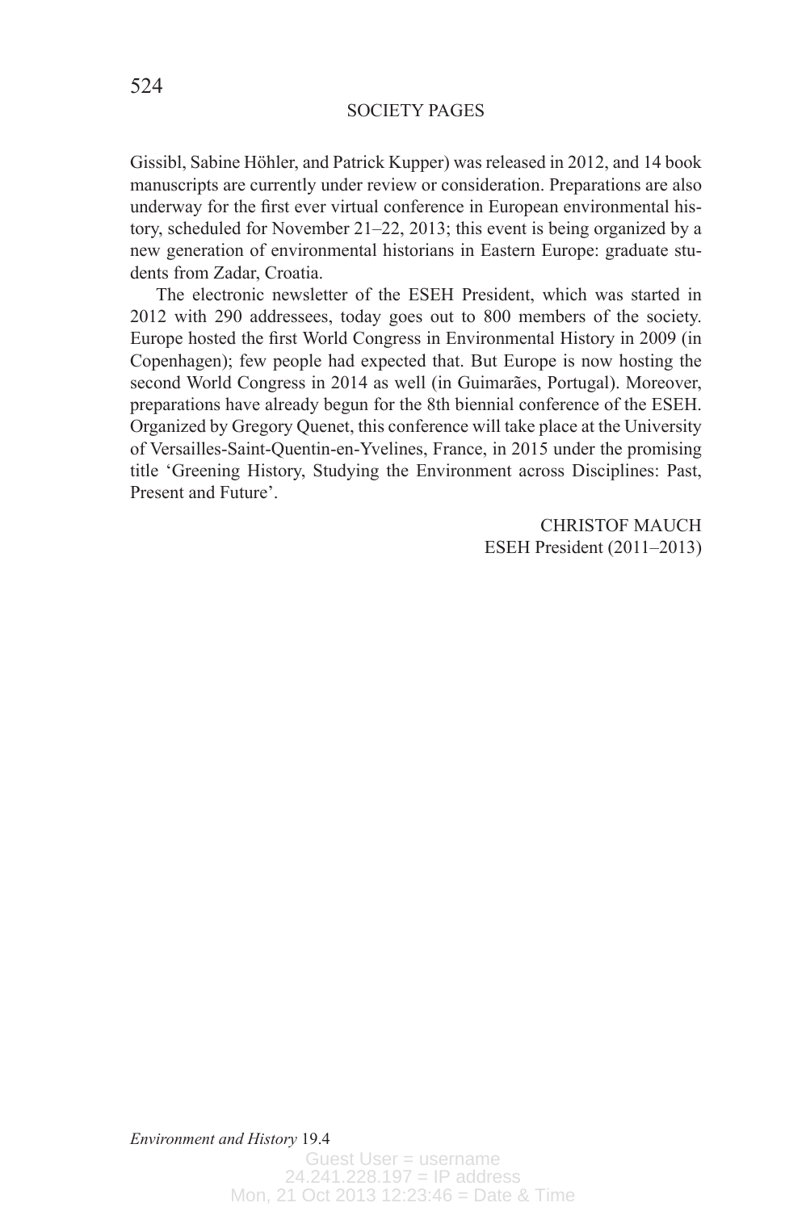Gissibl, Sabine Höhler, and Patrick Kupper) was released in 2012, and 14 book manuscripts are currently under review or consideration. Preparations are also underway for the first ever virtual conference in European environmental history, scheduled for November 21–22, 2013; this event is being organized by a new generation of environmental historians in Eastern Europe: graduate students from Zadar, Croatia.

The electronic newsletter of the ESEH President, which was started in 2012 with 290 addressees, today goes out to 800 members of the society. Europe hosted the first World Congress in Environmental History in 2009 (in Copenhagen); few people had expected that. But Europe is now hosting the second World Congress in 2014 as well (in Guimarães, Portugal). Moreover, preparations have already begun for the 8th biennial conference of the ESEH. Organized by Gregory Quenet, this conference will take place at the University of Versailles-Saint-Quentin-en-Yvelines, France, in 2015 under the promising title 'Greening History, Studying the Environment across Disciplines: Past, Present and Future'.

CHRISTOF MAUCH
ESEH President (2011–2013)